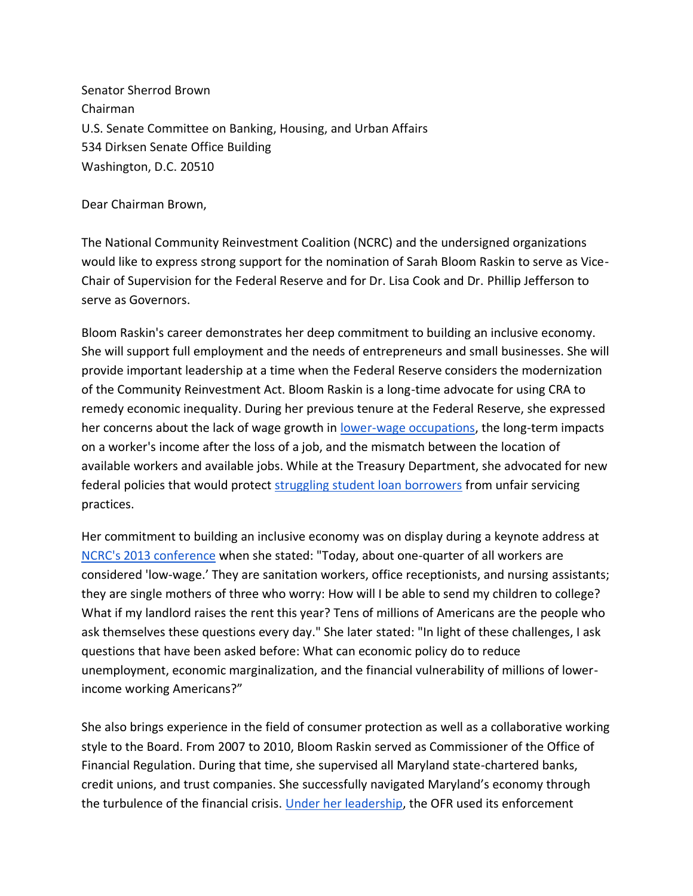Senator Sherrod Brown
Chairman
U.S. Senate Committee on Banking, Housing, and Urban Affairs
534 Dirksen Senate Office Building
Washington, D.C. 20510

Dear Chairman Brown,

The National Community Reinvestment Coalition (NCRC) and the undersigned organizations would like to express strong support for the nomination of Sarah Bloom Raskin to serve as Vice-Chair of Supervision for the Federal Reserve and for Dr. Lisa Cook and Dr. Phillip Jefferson to serve as Governors.

Bloom Raskin's career demonstrates her deep commitment to building an inclusive economy. She will support full employment and the needs of entrepreneurs and small businesses. She will provide important leadership at a time when the Federal Reserve considers the modernization of the Community Reinvestment Act. Bloom Raskin is a long-time advocate for using CRA to remedy economic inequality. During her previous tenure at the Federal Reserve, she expressed her concerns about the lack of wage growth in lower-wage occupations, the long-term impacts on a worker's income after the loss of a job, and the mismatch between the location of available workers and available jobs. While at the Treasury Department, she advocated for new federal policies that would protect struggling student loan borrowers from unfair servicing practices.

Her commitment to building an inclusive economy was on display during a keynote address at NCRC's 2013 conference when she stated: "Today, about one-quarter of all workers are considered 'low-wage.' They are sanitation workers, office receptionists, and nursing assistants; they are single mothers of three who worry: How will I be able to send my children to college? What if my landlord raises the rent this year? Tens of millions of Americans are the people who ask themselves these questions every day." She later stated: "In light of these challenges, I ask questions that have been asked before: What can economic policy do to reduce unemployment, economic marginalization, and the financial vulnerability of millions of lower-income working Americans?"

She also brings experience in the field of consumer protection as well as a collaborative working style to the Board. From 2007 to 2010, Bloom Raskin served as Commissioner of the Office of Financial Regulation. During that time, she supervised all Maryland state-chartered banks, credit unions, and trust companies. She successfully navigated Maryland's economy through the turbulence of the financial crisis. Under her leadership, the OFR used its enforcement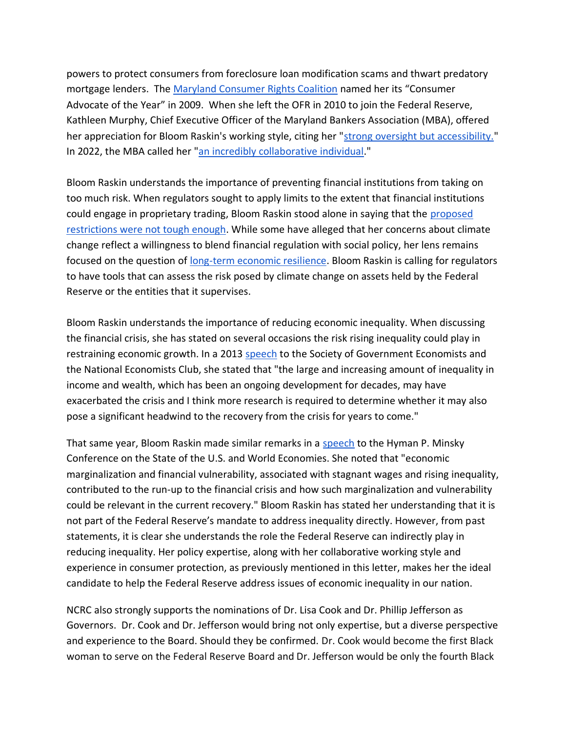powers to protect consumers from foreclosure loan modification scams and thwart predatory mortgage lenders. The Maryland Consumer Rights Coalition named her its "Consumer Advocate of the Year" in 2009. When she left the OFR in 2010 to join the Federal Reserve, Kathleen Murphy, Chief Executive Officer of the Maryland Bankers Association (MBA), offered her appreciation for Bloom Raskin's working style, citing her "strong oversight but accessibility." In 2022, the MBA called her "an incredibly collaborative individual."

Bloom Raskin understands the importance of preventing financial institutions from taking on too much risk. When regulators sought to apply limits to the extent that financial institutions could engage in proprietary trading, Bloom Raskin stood alone in saying that the proposed restrictions were not tough enough. While some have alleged that her concerns about climate change reflect a willingness to blend financial regulation with social policy, her lens remains focused on the question of long-term economic resilience. Bloom Raskin is calling for regulators to have tools that can assess the risk posed by climate change on assets held by the Federal Reserve or the entities that it supervises.

Bloom Raskin understands the importance of reducing economic inequality. When discussing the financial crisis, she has stated on several occasions the risk rising inequality could play in restraining economic growth. In a 2013 speech to the Society of Government Economists and the National Economists Club, she stated that "the large and increasing amount of inequality in income and wealth, which has been an ongoing development for decades, may have exacerbated the crisis and I think more research is required to determine whether it may also pose a significant headwind to the recovery from the crisis for years to come."

That same year, Bloom Raskin made similar remarks in a speech to the Hyman P. Minsky Conference on the State of the U.S. and World Economies. She noted that "economic marginalization and financial vulnerability, associated with stagnant wages and rising inequality, contributed to the run-up to the financial crisis and how such marginalization and vulnerability could be relevant in the current recovery." Bloom Raskin has stated her understanding that it is not part of the Federal Reserve's mandate to address inequality directly. However, from past statements, it is clear she understands the role the Federal Reserve can indirectly play in reducing inequality. Her policy expertise, along with her collaborative working style and experience in consumer protection, as previously mentioned in this letter, makes her the ideal candidate to help the Federal Reserve address issues of economic inequality in our nation.

NCRC also strongly supports the nominations of Dr. Lisa Cook and Dr. Phillip Jefferson as Governors. Dr. Cook and Dr. Jefferson would bring not only expertise, but a diverse perspective and experience to the Board. Should they be confirmed. Dr. Cook would become the first Black woman to serve on the Federal Reserve Board and Dr. Jefferson would be only the fourth Black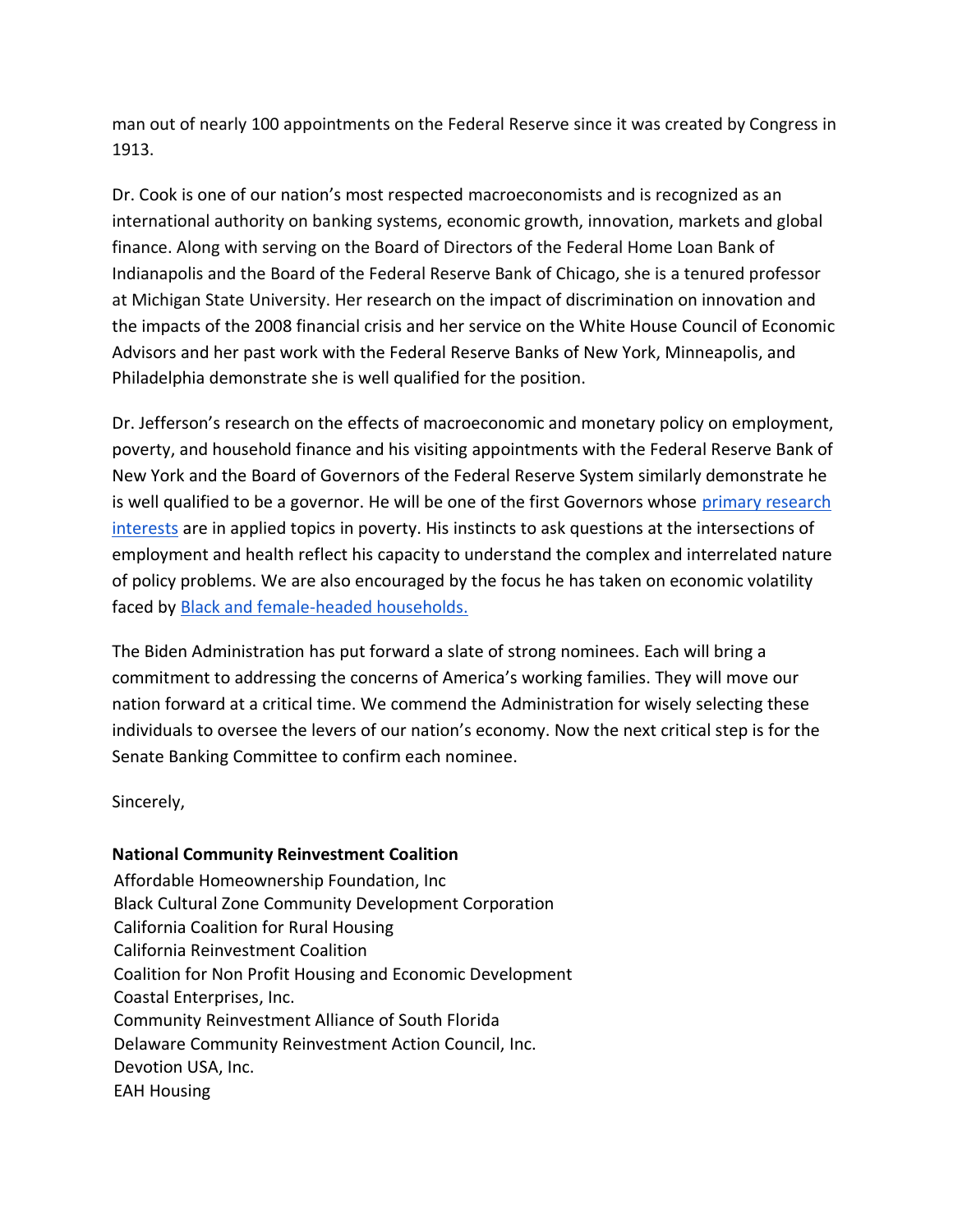man out of nearly 100 appointments on the Federal Reserve since it was created by Congress in 1913.

Dr. Cook is one of our nation's most respected macroeconomists and is recognized as an international authority on banking systems, economic growth, innovation, markets and global finance. Along with serving on the Board of Directors of the Federal Home Loan Bank of Indianapolis and the Board of the Federal Reserve Bank of Chicago, she is a tenured professor at Michigan State University. Her research on the impact of discrimination on innovation and the impacts of the 2008 financial crisis and her service on the White House Council of Economic Advisors and her past work with the Federal Reserve Banks of New York, Minneapolis, and Philadelphia demonstrate she is well qualified for the position.

Dr. Jefferson's research on the effects of macroeconomic and monetary policy on employment, poverty, and household finance and his visiting appointments with the Federal Reserve Bank of New York and the Board of Governors of the Federal Reserve System similarly demonstrate he is well qualified to be a governor. He will be one of the first Governors whose [primary research interests] are in applied topics in poverty. His instincts to ask questions at the intersections of employment and health reflect his capacity to understand the complex and interrelated nature of policy problems. We are also encouraged by the focus he has taken on economic volatility faced by [Black and female-headed households.]

The Biden Administration has put forward a slate of strong nominees. Each will bring a commitment to addressing the concerns of America's working families. They will move our nation forward at a critical time. We commend the Administration for wisely selecting these individuals to oversee the levers of our nation's economy. Now the next critical step is for the Senate Banking Committee to confirm each nominee.

Sincerely,

**National Community Reinvestment Coalition**
Affordable Homeownership Foundation, Inc
Black Cultural Zone Community Development Corporation
California Coalition for Rural Housing
California Reinvestment Coalition
Coalition for Non Profit Housing and Economic Development
Coastal Enterprises, Inc.
Community Reinvestment Alliance of South Florida
Delaware Community Reinvestment Action Council, Inc.
Devotion USA, Inc.
EAH Housing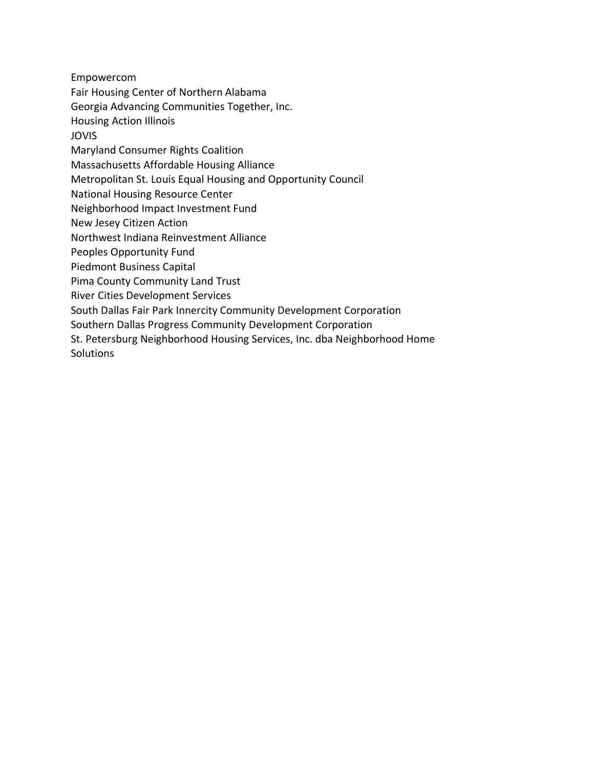Empowercom
Fair Housing Center of Northern Alabama
Georgia Advancing Communities Together, Inc.
Housing Action Illinois
JOVIS
Maryland Consumer Rights Coalition
Massachusetts Affordable Housing Alliance
Metropolitan St. Louis Equal Housing and Opportunity Council
National Housing Resource Center
Neighborhood Impact Investment Fund
New Jesey Citizen Action
Northwest Indiana Reinvestment Alliance
Peoples Opportunity Fund
Piedmont Business Capital
Pima County Community Land Trust
River Cities Development Services
South Dallas Fair Park Innercity Community Development Corporation
Southern Dallas Progress Community Development Corporation
St. Petersburg Neighborhood Housing Services, Inc. dba Neighborhood Home Solutions